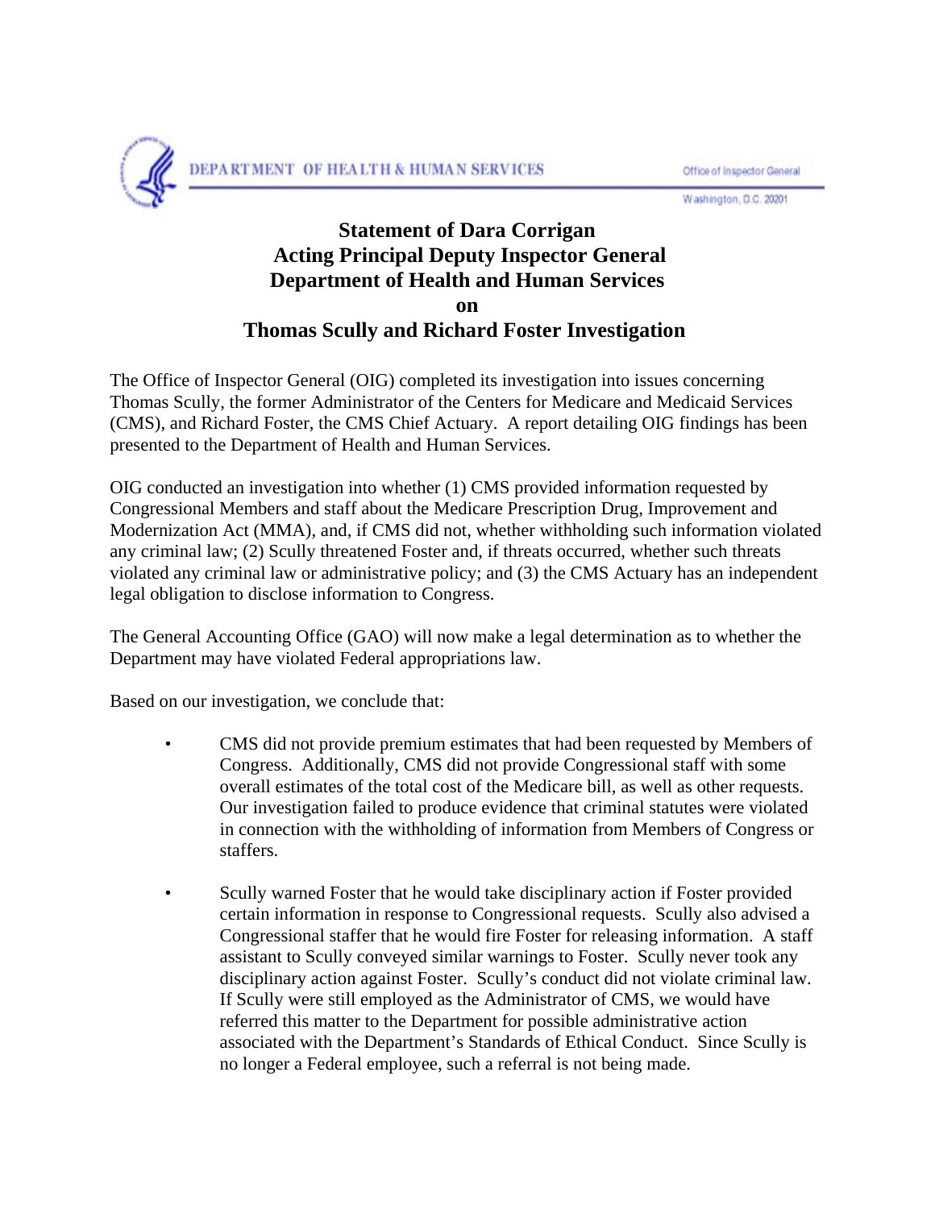DEPARTMENT OF HEALTH & HUMAN SERVICES

Office of Inspector General

Washington, D.C. 20201

# Statement of Dara Corrigan
# Acting Principal Deputy Inspector General
# Department of Health and Human Services
# on
# Thomas Scully and Richard Foster Investigation

The Office of Inspector General (OIG) completed its investigation into issues concerning Thomas Scully, the former Administrator of the Centers for Medicare and Medicaid Services (CMS), and Richard Foster, the CMS Chief Actuary. A report detailing OIG findings has been presented to the Department of Health and Human Services.

OIG conducted an investigation into whether (1) CMS provided information requested by Congressional Members and staff about the Medicare Prescription Drug, Improvement and Modernization Act (MMA), and, if CMS did not, whether withholding such information violated any criminal law; (2) Scully threatened Foster and, if threats occurred, whether such threats violated any criminal law or administrative policy; and (3) the CMS Actuary has an independent legal obligation to disclose information to Congress.

The General Accounting Office (GAO) will now make a legal determination as to whether the Department may have violated Federal appropriations law.

Based on our investigation, we conclude that:

- CMS did not provide premium estimates that had been requested by Members of Congress. Additionally, CMS did not provide Congressional staff with some overall estimates of the total cost of the Medicare bill, as well as other requests. Our investigation failed to produce evidence that criminal statutes were violated in connection with the withholding of information from Members of Congress or staffers.

- Scully warned Foster that he would take disciplinary action if Foster provided certain information in response to Congressional requests. Scully also advised a Congressional staffer that he would fire Foster for releasing information. A staff assistant to Scully conveyed similar warnings to Foster. Scully never took any disciplinary action against Foster. Scully's conduct did not violate criminal law. If Scully were still employed as the Administrator of CMS, we would have referred this matter to the Department for possible administrative action associated with the Department's Standards of Ethical Conduct. Since Scully is no longer a Federal employee, such a referral is not being made.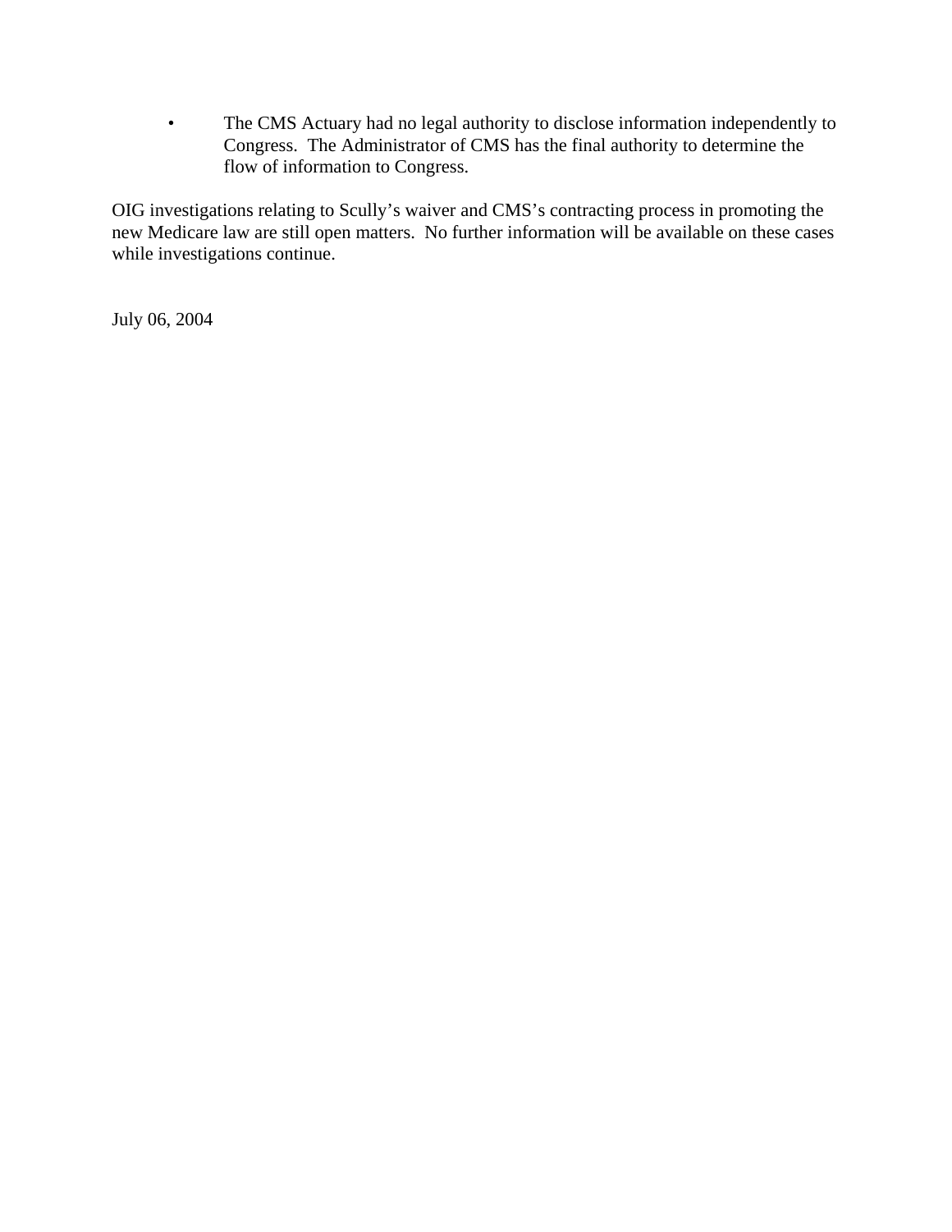- The CMS Actuary had no legal authority to disclose information independently to Congress. The Administrator of CMS has the final authority to determine the flow of information to Congress.

OIG investigations relating to Scully's waiver and CMS's contracting process in promoting the new Medicare law are still open matters. No further information will be available on these cases while investigations continue.

July 06, 2004